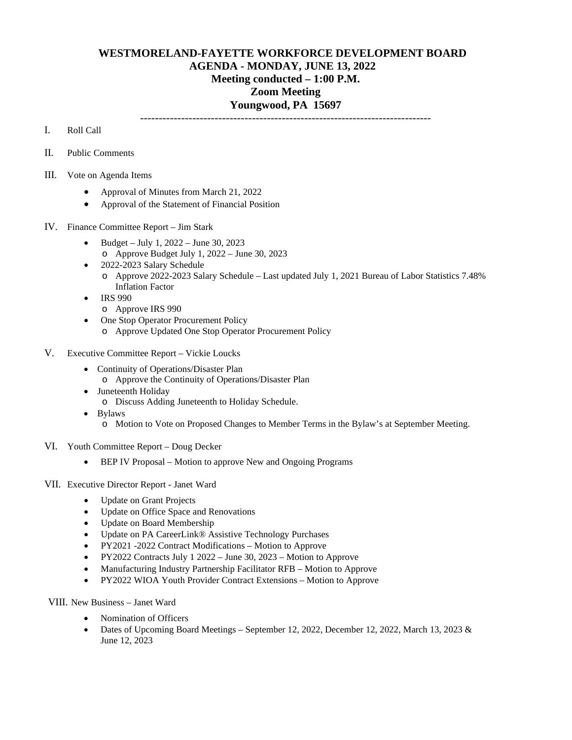# WESTMORELAND-FAYETTE WORKFORCE DEVELOPMENT BOARD
## AGENDA - MONDAY, JUNE 13, 2022
## Meeting conducted – 1:00 P.M.
## Zoom Meeting
## Youngwood, PA 15697

---

I. Roll Call

II. Public Comments

III. Vote on Agenda Items

- Approval of Minutes from March 21, 2022
- Approval of the Statement of Financial Position

IV. Finance Committee Report – Jim Stark

- Budget – July 1, 2022 – June 30, 2023
  - Approve Budget July 1, 2022 – June 30, 2023
- 2022-2023 Salary Schedule
  - Approve 2022-2023 Salary Schedule – Last updated July 1, 2021 Bureau of Labor Statistics 7.48% Inflation Factor
- IRS 990
  - Approve IRS 990
- One Stop Operator Procurement Policy
  - Approve Updated One Stop Operator Procurement Policy

V. Executive Committee Report – Vickie Loucks

- Continuity of Operations/Disaster Plan
  - Approve the Continuity of Operations/Disaster Plan
- Juneteenth Holiday
  - Discuss Adding Juneteenth to Holiday Schedule.
- Bylaws
  - Motion to Vote on Proposed Changes to Member Terms in the Bylaw's at September Meeting.

VI. Youth Committee Report – Doug Decker

- BEP IV Proposal – Motion to approve New and Ongoing Programs

VII. Executive Director Report - Janet Ward

- Update on Grant Projects
- Update on Office Space and Renovations
- Update on Board Membership
- Update on PA CareerLink® Assistive Technology Purchases
- PY2021 -2022 Contract Modifications – Motion to Approve
- PY2022 Contracts July 1 2022 – June 30, 2023 – Motion to Approve
- Manufacturing Industry Partnership Facilitator RFB – Motion to Approve
- PY2022 WIOA Youth Provider Contract Extensions – Motion to Approve

VIII. New Business – Janet Ward

- Nomination of Officers
- Dates of Upcoming Board Meetings – September 12, 2022, December 12, 2022, March 13, 2023 & June 12, 2023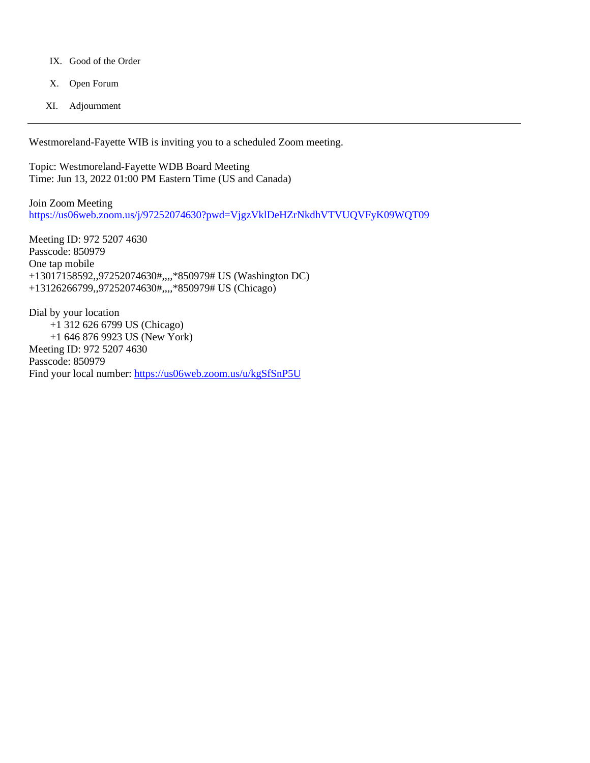IX. Good of the Order

X. Open Forum

XI. Adjournment

---

Westmoreland-Fayette WIB is inviting you to a scheduled Zoom meeting.

Topic: Westmoreland-Fayette WDB Board Meeting
Time: Jun 13, 2022 01:00 PM Eastern Time (US and Canada)

Join Zoom Meeting
https://us06web.zoom.us/j/97252074630?pwd=VjgzVklDeHZrNkdhVTVUQVFyK09WQT09

Meeting ID: 972 5207 4630
Passcode: 850979
One tap mobile
+13017158592,,97252074630#,,,,*850979# US (Washington DC)
+13126266799,,97252074630#,,,,*850979# US (Chicago)

Dial by your location
+1 312 626 6799 US (Chicago)
+1 646 876 9923 US (New York)
Meeting ID: 972 5207 4630
Passcode: 850979
Find your local number: https://us06web.zoom.us/u/kgSfSnP5U